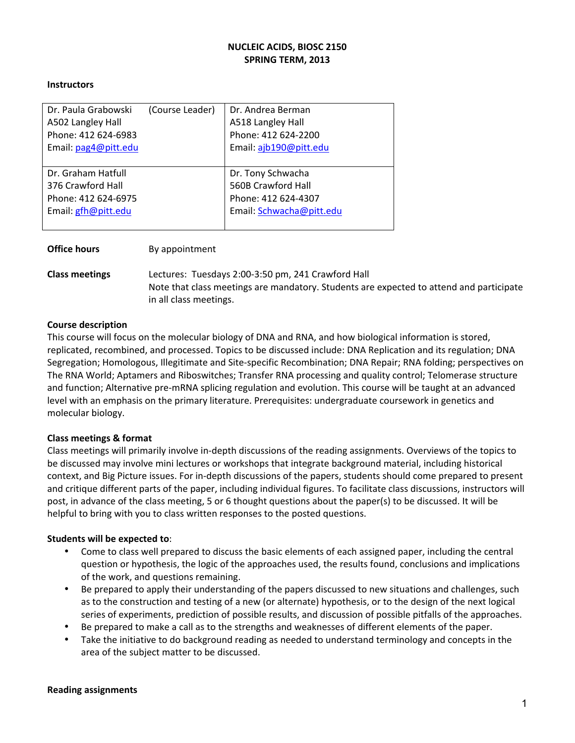# NUCLEIC ACIDS, BIOSC 2150
## SPRING TERM, 2013

**Instructors**

| | |
|---|---|
| Dr. Paula Grabowski (Course Leader)<br>A502 Langley Hall<br>Phone: 412 624-6983<br>Email: pag4@pitt.edu | Dr. Andrea Berman<br>A518 Langley Hall<br>Phone: 412 624-2200<br>Email: ajb190@pitt.edu |
| Dr. Graham Hatfull<br>376 Crawford Hall<br>Phone: 412 624-6975<br>Email: gfh@pitt.edu | Dr. Tony Schwacha<br>560B Crawford Hall<br>Phone: 412 624-4307<br>Email: Schwacha@pitt.edu |

**Office hours** By appointment

**Class meetings** Lectures: Tuesdays 2:00-3:50 pm, 241 Crawford Hall
Note that class meetings are mandatory. Students are expected to attend and participate in all class meetings.

**Course description**

This course will focus on the molecular biology of DNA and RNA, and how biological information is stored, replicated, recombined, and processed. Topics to be discussed include: DNA Replication and its regulation; DNA Segregation; Homologous, Illegitimate and Site-specific Recombination; DNA Repair; RNA folding; perspectives on The RNA World; Aptamers and Riboswitches; Transfer RNA processing and quality control; Telomerase structure and function; Alternative pre-mRNA splicing regulation and evolution. This course will be taught at an advanced level with an emphasis on the primary literature. Prerequisites: undergraduate coursework in genetics and molecular biology.

**Class meetings & format**

Class meetings will primarily involve in-depth discussions of the reading assignments. Overviews of the topics to be discussed may involve mini lectures or workshops that integrate background material, including historical context, and Big Picture issues. For in-depth discussions of the papers, students should come prepared to present and critique different parts of the paper, including individual figures. To facilitate class discussions, instructors will post, in advance of the class meeting, 5 or 6 thought questions about the paper(s) to be discussed. It will be helpful to bring with you to class written responses to the posted questions.

**Students will be expected to**:

- Come to class well prepared to discuss the basic elements of each assigned paper, including the central question or hypothesis, the logic of the approaches used, the results found, conclusions and implications of the work, and questions remaining.
- Be prepared to apply their understanding of the papers discussed to new situations and challenges, such as to the construction and testing of a new (or alternate) hypothesis, or to the design of the next logical series of experiments, prediction of possible results, and discussion of possible pitfalls of the approaches.
- Be prepared to make a call as to the strengths and weaknesses of different elements of the paper.
- Take the initiative to do background reading as needed to understand terminology and concepts in the area of the subject matter to be discussed.

**Reading assignments**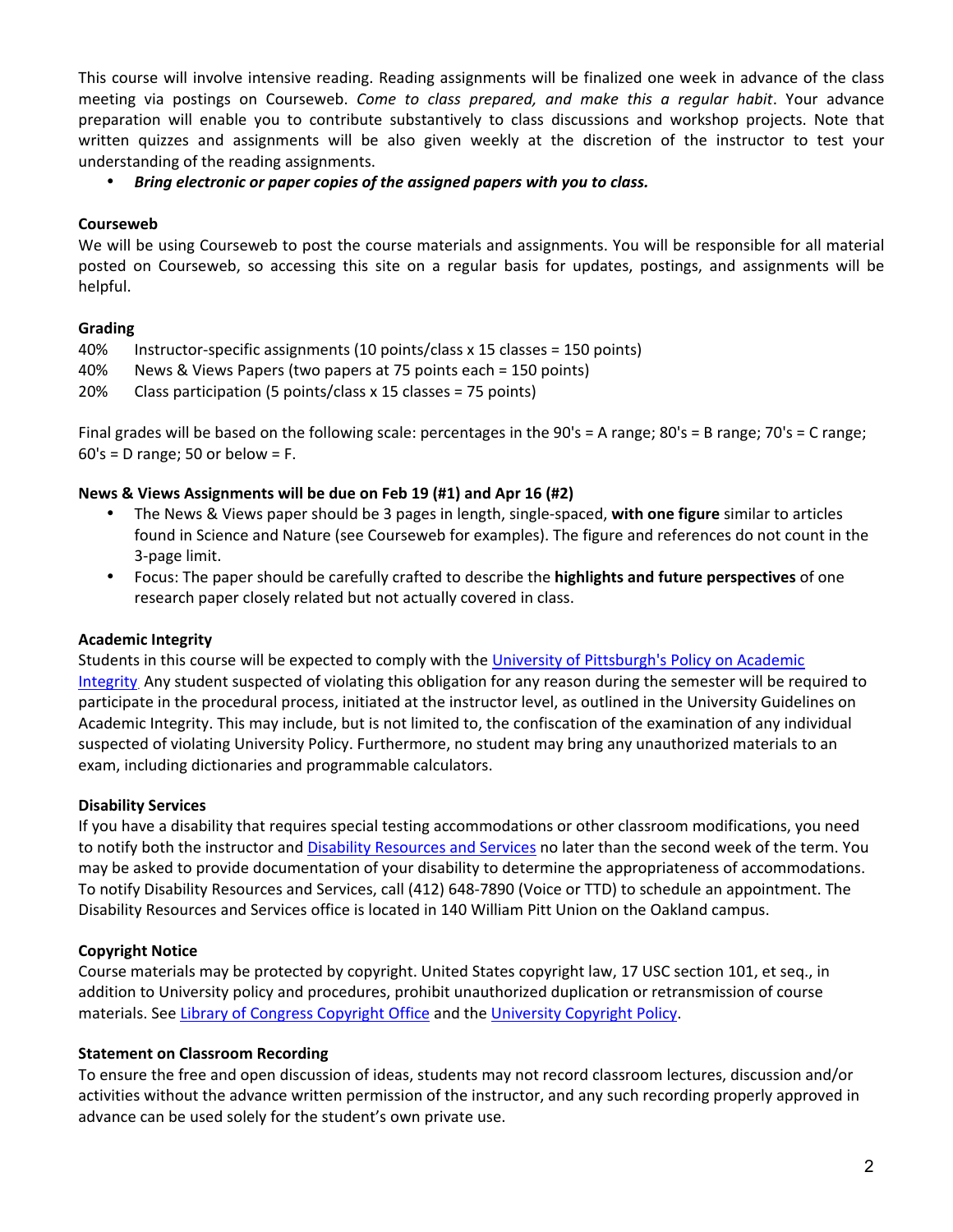This course will involve intensive reading. Reading assignments will be finalized one week in advance of the class meeting via postings on Courseweb. *Come to class prepared, and make this a regular habit*. Your advance preparation will enable you to contribute substantively to class discussions and workshop projects. Note that written quizzes and assignments will be also given weekly at the discretion of the instructor to test your understanding of the reading assignments.

- ***Bring electronic or paper copies of the assigned papers with you to class.***

**Courseweb**

We will be using Courseweb to post the course materials and assignments. You will be responsible for all material posted on Courseweb, so accessing this site on a regular basis for updates, postings, and assignments will be helpful.

**Grading**

40% Instructor-specific assignments (10 points/class x 15 classes = 150 points)
40% News & Views Papers (two papers at 75 points each = 150 points)
20% Class participation (5 points/class x 15 classes = 75 points)

Final grades will be based on the following scale: percentages in the 90's = A range; 80's = B range; 70's = C range; 60's = D range; 50 or below = F.

**News & Views Assignments will be due on Feb 19 (#1) and Apr 16 (#2)**

- The News & Views paper should be 3 pages in length, single-spaced, **with one figure** similar to articles found in Science and Nature (see Courseweb for examples). The figure and references do not count in the 3-page limit.
- Focus: The paper should be carefully crafted to describe the **highlights and future perspectives** of one research paper closely related but not actually covered in class.

**Academic Integrity**

Students in this course will be expected to comply with the University of Pittsburgh's Policy on Academic Integrity Any student suspected of violating this obligation for any reason during the semester will be required to participate in the procedural process, initiated at the instructor level, as outlined in the University Guidelines on Academic Integrity. This may include, but is not limited to, the confiscation of the examination of any individual suspected of violating University Policy. Furthermore, no student may bring any unauthorized materials to an exam, including dictionaries and programmable calculators.

**Disability Services**

If you have a disability that requires special testing accommodations or other classroom modifications, you need to notify both the instructor and Disability Resources and Services no later than the second week of the term. You may be asked to provide documentation of your disability to determine the appropriateness of accommodations. To notify Disability Resources and Services, call (412) 648-7890 (Voice or TTD) to schedule an appointment. The Disability Resources and Services office is located in 140 William Pitt Union on the Oakland campus.

**Copyright Notice**

Course materials may be protected by copyright. United States copyright law, 17 USC section 101, et seq., in addition to University policy and procedures, prohibit unauthorized duplication or retransmission of course materials. See Library of Congress Copyright Office and the University Copyright Policy.

**Statement on Classroom Recording**

To ensure the free and open discussion of ideas, students may not record classroom lectures, discussion and/or activities without the advance written permission of the instructor, and any such recording properly approved in advance can be used solely for the student's own private use.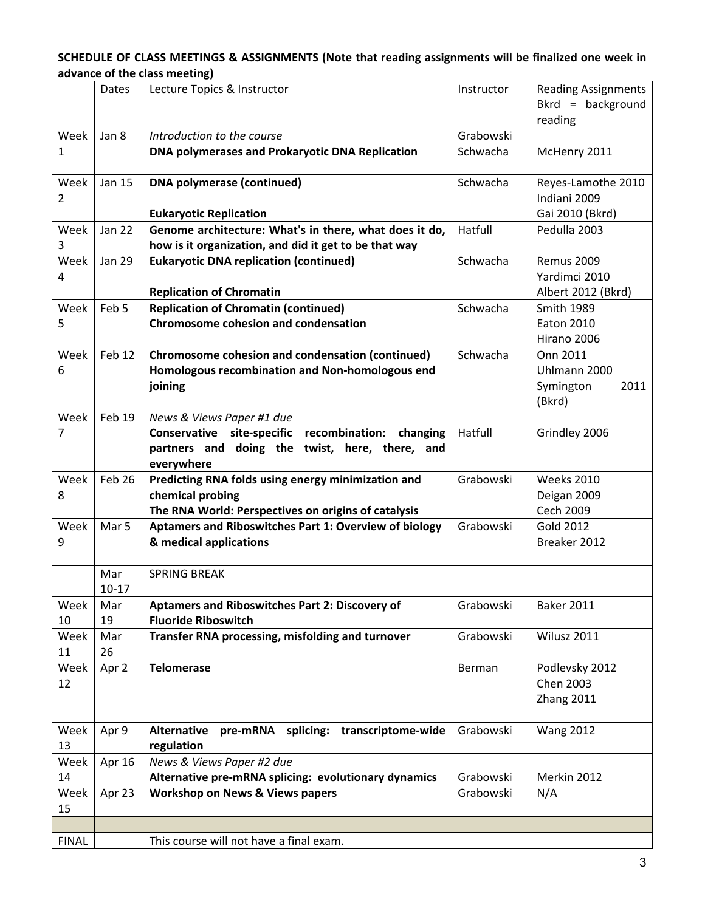**SCHEDULE OF CLASS MEETINGS & ASSIGNMENTS (Note that reading assignments will be finalized one week in advance of the class meeting)**

| | Dates | Lecture Topics & Instructor | Instructor | Reading Assignments Bkrd = background reading |
|---|---|---|---|---|
| Week 1 | Jan 8 | *Introduction to the course*<br>**DNA polymerases and Prokaryotic DNA Replication** | Grabowski<br>Schwacha | McHenry 2011 |
| Week 2 | Jan 15 | **DNA polymerase (continued)**<br>**Eukaryotic Replication** | Schwacha | Reyes-Lamothe 2010<br>Indiani 2009<br>Gai 2010 (Bkrd) |
| Week 3 | Jan 22 | **Genome architecture: What's in there, what does it do, how is it organization, and did it get to be that way** | Hatfull | Pedulla 2003 |
| Week 4 | Jan 29 | **Eukaryotic DNA replication (continued)**<br>**Replication of Chromatin** | Schwacha | Remus 2009<br>Yardimci 2010<br>Albert 2012 (Bkrd) |
| Week 5 | Feb 5 | **Replication of Chromatin (continued)**<br>**Chromosome cohesion and condensation** | Schwacha | Smith 1989<br>Eaton 2010<br>Hirano 2006 |
| Week 6 | Feb 12 | **Chromosome cohesion and condensation (continued)**<br>**Homologous recombination and Non-homologous end joining** | Schwacha | Onn 2011<br>Uhlmann 2000<br>Symington 2011 (Bkrd) |
| Week 7 | Feb 19 | *News & Views Paper #1 due*<br>**Conservative site-specific recombination: changing partners and doing the twist, here, there, and everywhere** | Hatfull | Grindley 2006 |
| Week 8 | Feb 26 | **Predicting RNA folds using energy minimization and chemical probing**<br>**The RNA World: Perspectives on origins of catalysis** | Grabowski | Weeks 2010<br>Deigan 2009<br>Cech 2009 |
| Week 9 | Mar 5 | **Aptamers and Riboswitches Part 1: Overview of biology & medical applications** | Grabowski | Gold 2012<br>Breaker 2012 |
| | Mar 10-17 | SPRING BREAK | | |
| Week 10 | Mar 19 | **Aptamers and Riboswitches Part 2: Discovery of Fluoride Riboswitch** | Grabowski | Baker 2011 |
| Week 11 | Mar 26 | **Transfer RNA processing, misfolding and turnover** | Grabowski | Wilusz 2011 |
| Week 12 | Apr 2 | **Telomerase** | Berman | Podlevsky 2012<br>Chen 2003<br>Zhang 2011 |
| Week 13 | Apr 9 | **Alternative pre-mRNA splicing: transcriptome-wide regulation** | Grabowski | Wang 2012 |
| Week 14 | Apr 16 | *News & Views Paper #2 due*<br>**Alternative pre-mRNA splicing: evolutionary dynamics** | Grabowski | Merkin 2012 |
| Week 15 | Apr 23 | **Workshop on News & Views papers** | Grabowski | N/A |
| | | | | |
| FINAL | | This course will not have a final exam. | | |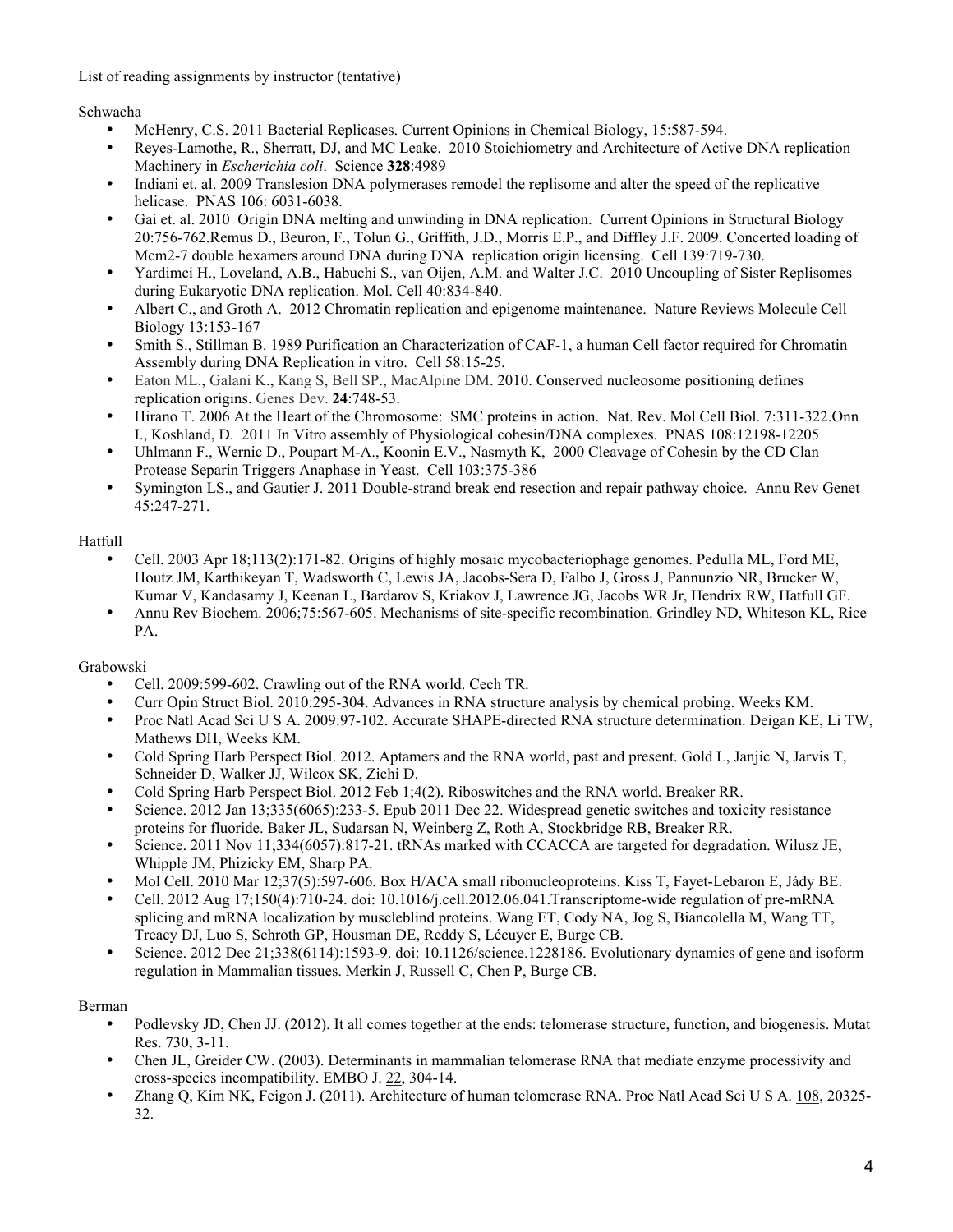List of reading assignments by instructor (tentative)

Schwacha

- McHenry, C.S. 2011 Bacterial Replicases. Current Opinions in Chemical Biology, 15:587-594.
- Reyes-Lamothe, R., Sherratt, DJ, and MC Leake. 2010 Stoichiometry and Architecture of Active DNA replication Machinery in *Escherichia coli*. Science **328**:4989
- Indiani et. al. 2009 Translesion DNA polymerases remodel the replisome and alter the speed of the replicative helicase. PNAS 106: 6031-6038.
- Gai et. al. 2010 Origin DNA melting and unwinding in DNA replication. Current Opinions in Structural Biology 20:756-762.Remus D., Beuron, F., Tolun G., Griffith, J.D., Morris E.P., and Diffley J.F. 2009. Concerted loading of Mcm2-7 double hexamers around DNA during DNA replication origin licensing. Cell 139:719-730.
- Yardimci H., Loveland, A.B., Habuchi S., van Oijen, A.M. and Walter J.C. 2010 Uncoupling of Sister Replisomes during Eukaryotic DNA replication. Mol. Cell 40:834-840.
- Albert C., and Groth A. 2012 Chromatin replication and epigenome maintenance. Nature Reviews Molecule Cell Biology 13:153-167
- Smith S., Stillman B. 1989 Purification an Characterization of CAF-1, a human Cell factor required for Chromatin Assembly during DNA Replication in vitro. Cell 58:15-25.
- Eaton ML., Galani K., Kang S, Bell SP., MacAlpine DM. 2010. Conserved nucleosome positioning defines replication origins. Genes Dev. **24**:748-53.
- Hirano T. 2006 At the Heart of the Chromosome: SMC proteins in action. Nat. Rev. Mol Cell Biol. 7:311-322.Onn I., Koshland, D. 2011 In Vitro assembly of Physiological cohesin/DNA complexes. PNAS 108:12198-12205
- Uhlmann F., Wernic D., Poupart M-A., Koonin E.V., Nasmyth K, 2000 Cleavage of Cohesin by the CD Clan Protease Separin Triggers Anaphase in Yeast. Cell 103:375-386
- Symington LS., and Gautier J. 2011 Double-strand break end resection and repair pathway choice. Annu Rev Genet 45:247-271.

Hatfull

- Cell. 2003 Apr 18;113(2):171-82. Origins of highly mosaic mycobacteriophage genomes. Pedulla ML, Ford ME, Houtz JM, Karthikeyan T, Wadsworth C, Lewis JA, Jacobs-Sera D, Falbo J, Gross J, Pannunzio NR, Brucker W, Kumar V, Kandasamy J, Keenan L, Bardarov S, Kriakov J, Lawrence JG, Jacobs WR Jr, Hendrix RW, Hatfull GF.
- Annu Rev Biochem. 2006;75:567-605. Mechanisms of site-specific recombination. Grindley ND, Whiteson KL, Rice PA.

Grabowski

- Cell. 2009:599-602. Crawling out of the RNA world. Cech TR.
- Curr Opin Struct Biol. 2010:295-304. Advances in RNA structure analysis by chemical probing. Weeks KM.
- Proc Natl Acad Sci U S A. 2009:97-102. Accurate SHAPE-directed RNA structure determination. Deigan KE, Li TW, Mathews DH, Weeks KM.
- Cold Spring Harb Perspect Biol. 2012. Aptamers and the RNA world, past and present. Gold L, Janjic N, Jarvis T, Schneider D, Walker JJ, Wilcox SK, Zichi D.
- Cold Spring Harb Perspect Biol. 2012 Feb 1;4(2). Riboswitches and the RNA world. Breaker RR.
- Science. 2012 Jan 13;335(6065):233-5. Epub 2011 Dec 22. Widespread genetic switches and toxicity resistance proteins for fluoride. Baker JL, Sudarsan N, Weinberg Z, Roth A, Stockbridge RB, Breaker RR.
- Science. 2011 Nov 11;334(6057):817-21. tRNAs marked with CCACCA are targeted for degradation. Wilusz JE, Whipple JM, Phizicky EM, Sharp PA.
- Mol Cell. 2010 Mar 12;37(5):597-606. Box H/ACA small ribonucleoproteins. Kiss T, Fayet-Lebaron E, Jády BE.
- Cell. 2012 Aug 17;150(4):710-24. doi: 10.1016/j.cell.2012.06.041.Transcriptome-wide regulation of pre-mRNA splicing and mRNA localization by muscleblind proteins. Wang ET, Cody NA, Jog S, Biancolella M, Wang TT, Treacy DJ, Luo S, Schroth GP, Housman DE, Reddy S, Lécuyer E, Burge CB.
- Science. 2012 Dec 21;338(6114):1593-9. doi: 10.1126/science.1228186. Evolutionary dynamics of gene and isoform regulation in Mammalian tissues. Merkin J, Russell C, Chen P, Burge CB.

Berman

- Podlevsky JD, Chen JJ. (2012). It all comes together at the ends: telomerase structure, function, and biogenesis. Mutat Res. 730, 3-11.
- Chen JL, Greider CW. (2003). Determinants in mammalian telomerase RNA that mediate enzyme processivity and cross-species incompatibility. EMBO J. 22, 304-14.
- Zhang Q, Kim NK, Feigon J. (2011). Architecture of human telomerase RNA. Proc Natl Acad Sci U S A. 108, 20325-32.